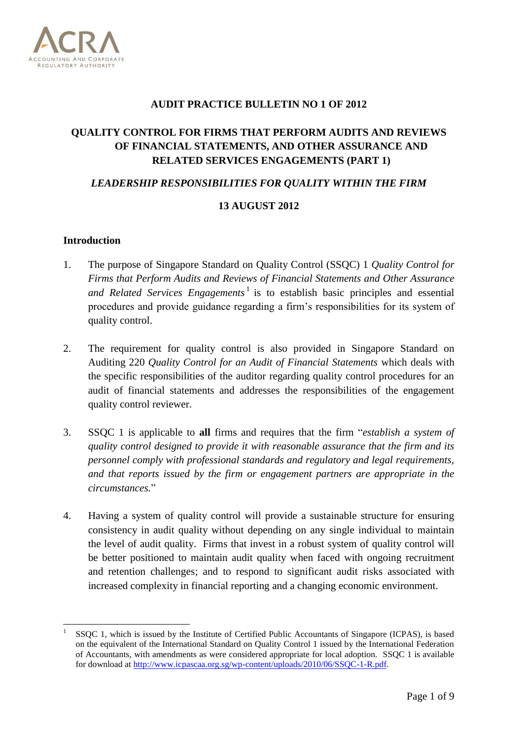ACRA

ACCOUNTING AND CORPORATE REGULATORY AUTHORITY

# AUDIT PRACTICE BULLETIN NO 1 OF 2012

## QUALITY CONTROL FOR FIRMS THAT PERFORM AUDITS AND REVIEWS OF FINANCIAL STATEMENTS, AND OTHER ASSURANCE AND RELATED SERVICES ENGAGEMENTS (PART 1)

### *LEADERSHIP RESPONSIBILITIES FOR QUALITY WITHIN THE FIRM*

**13 AUGUST 2012**

## Introduction

1. The purpose of Singapore Standard on Quality Control (SSQC) 1 *Quality Control for Firms that Perform Audits and Reviews of Financial Statements and Other Assurance and Related Services Engagements*[1] is to establish basic principles and essential procedures and provide guidance regarding a firm's responsibilities for its system of quality control.

2. The requirement for quality control is also provided in Singapore Standard on Auditing 220 *Quality Control for an Audit of Financial Statements* which deals with the specific responsibilities of the auditor regarding quality control procedures for an audit of financial statements and addresses the responsibilities of the engagement quality control reviewer.

3. SSQC 1 is applicable to **all** firms and requires that the firm "*establish a system of quality control designed to provide it with reasonable assurance that the firm and its personnel comply with professional standards and regulatory and legal requirements, and that reports issued by the firm or engagement partners are appropriate in the circumstances.*"

4. Having a system of quality control will provide a sustainable structure for ensuring consistency in audit quality without depending on any single individual to maintain the level of audit quality. Firms that invest in a robust system of quality control will be better positioned to maintain audit quality when faced with ongoing recruitment and retention challenges; and to respond to significant audit risks associated with increased complexity in financial reporting and a changing economic environment.

---

[1] SSQC 1, which is issued by the Institute of Certified Public Accountants of Singapore (ICPAS), is based on the equivalent of the International Standard on Quality Control 1 issued by the International Federation of Accountants, with amendments as were considered appropriate for local adoption. SSQC 1 is available for download at http://www.icpascaa.org.sg/wp-content/uploads/2010/06/SSQC-1-R.pdf.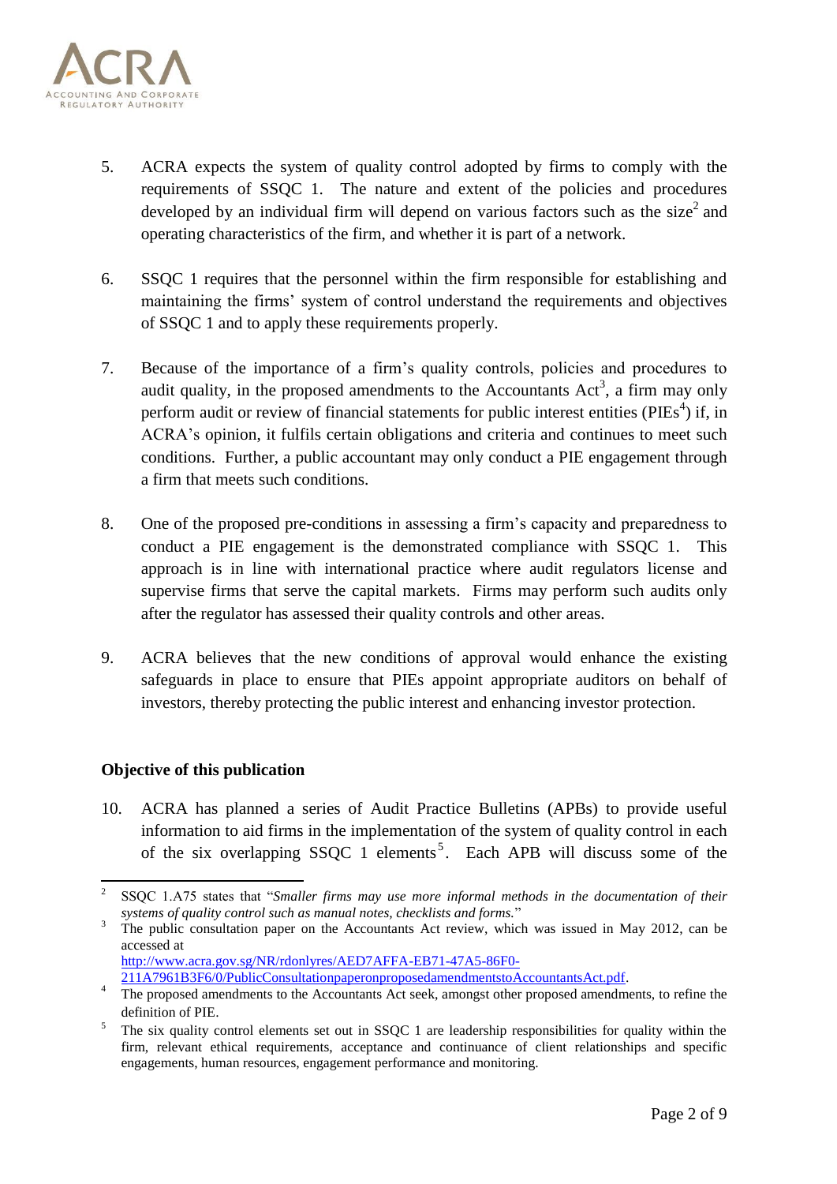5. ACRA expects the system of quality control adopted by firms to comply with the requirements of SSQC 1. The nature and extent of the policies and procedures developed by an individual firm will depend on various factors such as the size[2] and operating characteristics of the firm, and whether it is part of a network.

6. SSQC 1 requires that the personnel within the firm responsible for establishing and maintaining the firms' system of control understand the requirements and objectives of SSQC 1 and to apply these requirements properly.

7. Because of the importance of a firm's quality controls, policies and procedures to audit quality, in the proposed amendments to the Accountants Act[3], a firm may only perform audit or review of financial statements for public interest entities (PIEs[4]) if, in ACRA's opinion, it fulfils certain obligations and criteria and continues to meet such conditions. Further, a public accountant may only conduct a PIE engagement through a firm that meets such conditions.

8. One of the proposed pre-conditions in assessing a firm's capacity and preparedness to conduct a PIE engagement is the demonstrated compliance with SSQC 1. This approach is in line with international practice where audit regulators license and supervise firms that serve the capital markets. Firms may perform such audits only after the regulator has assessed their quality controls and other areas.

9. ACRA believes that the new conditions of approval would enhance the existing safeguards in place to ensure that PIEs appoint appropriate auditors on behalf of investors, thereby protecting the public interest and enhancing investor protection.

**Objective of this publication**

10. ACRA has planned a series of Audit Practice Bulletins (APBs) to provide useful information to aid firms in the implementation of the system of quality control in each of the six overlapping SSQC 1 elements[5]. Each APB will discuss some of the

---

[2] SSQC 1.A75 states that "*Smaller firms may use more informal methods in the documentation of their systems of quality control such as manual notes, checklists and forms.*"

[3] The public consultation paper on the Accountants Act review, which was issued in May 2012, can be accessed at http://www.acra.gov.sg/NR/rdonlyres/AED7AFFA-EB71-47A5-86F0-211A7961B3F6/0/PublicConsultationpaperonproposedamendmentstoAccountantsAct.pdf.

[4] The proposed amendments to the Accountants Act seek, amongst other proposed amendments, to refine the definition of PIE.

[5] The six quality control elements set out in SSQC 1 are leadership responsibilities for quality within the firm, relevant ethical requirements, acceptance and continuance of client relationships and specific engagements, human resources, engagement performance and monitoring.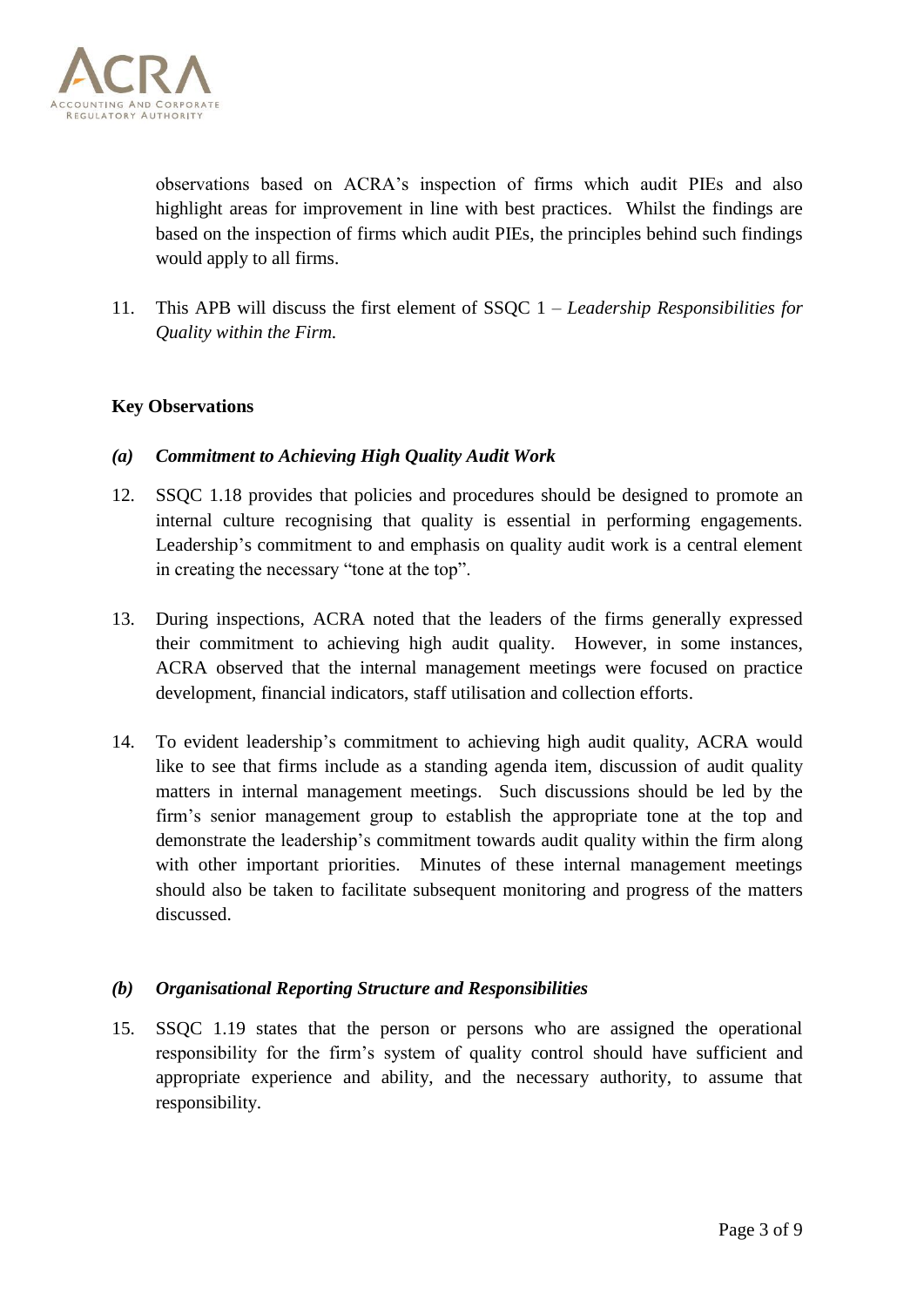observations based on ACRA's inspection of firms which audit PIEs and also highlight areas for improvement in line with best practices. Whilst the findings are based on the inspection of firms which audit PIEs, the principles behind such findings would apply to all firms.

11. This APB will discuss the first element of SSQC 1 – *Leadership Responsibilities for Quality within the Firm.*

**Key Observations**

***(a) Commitment to Achieving High Quality Audit Work***

12. SSQC 1.18 provides that policies and procedures should be designed to promote an internal culture recognising that quality is essential in performing engagements. Leadership's commitment to and emphasis on quality audit work is a central element in creating the necessary "tone at the top".

13. During inspections, ACRA noted that the leaders of the firms generally expressed their commitment to achieving high audit quality. However, in some instances, ACRA observed that the internal management meetings were focused on practice development, financial indicators, staff utilisation and collection efforts.

14. To evident leadership's commitment to achieving high audit quality, ACRA would like to see that firms include as a standing agenda item, discussion of audit quality matters in internal management meetings. Such discussions should be led by the firm's senior management group to establish the appropriate tone at the top and demonstrate the leadership's commitment towards audit quality within the firm along with other important priorities. Minutes of these internal management meetings should also be taken to facilitate subsequent monitoring and progress of the matters discussed.

***(b) Organisational Reporting Structure and Responsibilities***

15. SSQC 1.19 states that the person or persons who are assigned the operational responsibility for the firm's system of quality control should have sufficient and appropriate experience and ability, and the necessary authority, to assume that responsibility.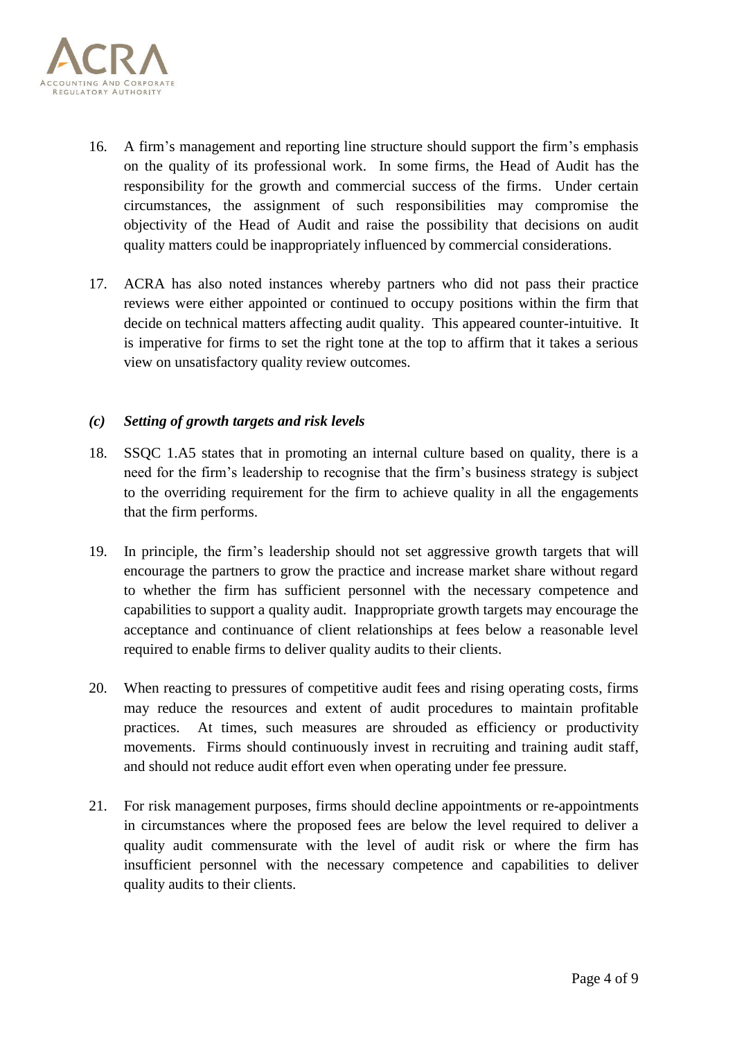16. A firm's management and reporting line structure should support the firm's emphasis on the quality of its professional work. In some firms, the Head of Audit has the responsibility for the growth and commercial success of the firms. Under certain circumstances, the assignment of such responsibilities may compromise the objectivity of the Head of Audit and raise the possibility that decisions on audit quality matters could be inappropriately influenced by commercial considerations.

17. ACRA has also noted instances whereby partners who did not pass their practice reviews were either appointed or continued to occupy positions within the firm that decide on technical matters affecting audit quality. This appeared counter-intuitive. It is imperative for firms to set the right tone at the top to affirm that it takes a serious view on unsatisfactory quality review outcomes.

### *(c) Setting of growth targets and risk levels*

18. SSQC 1.A5 states that in promoting an internal culture based on quality, there is a need for the firm's leadership to recognise that the firm's business strategy is subject to the overriding requirement for the firm to achieve quality in all the engagements that the firm performs.

19. In principle, the firm's leadership should not set aggressive growth targets that will encourage the partners to grow the practice and increase market share without regard to whether the firm has sufficient personnel with the necessary competence and capabilities to support a quality audit. Inappropriate growth targets may encourage the acceptance and continuance of client relationships at fees below a reasonable level required to enable firms to deliver quality audits to their clients.

20. When reacting to pressures of competitive audit fees and rising operating costs, firms may reduce the resources and extent of audit procedures to maintain profitable practices. At times, such measures are shrouded as efficiency or productivity movements. Firms should continuously invest in recruiting and training audit staff, and should not reduce audit effort even when operating under fee pressure.

21. For risk management purposes, firms should decline appointments or re-appointments in circumstances where the proposed fees are below the level required to deliver a quality audit commensurate with the level of audit risk or where the firm has insufficient personnel with the necessary competence and capabilities to deliver quality audits to their clients.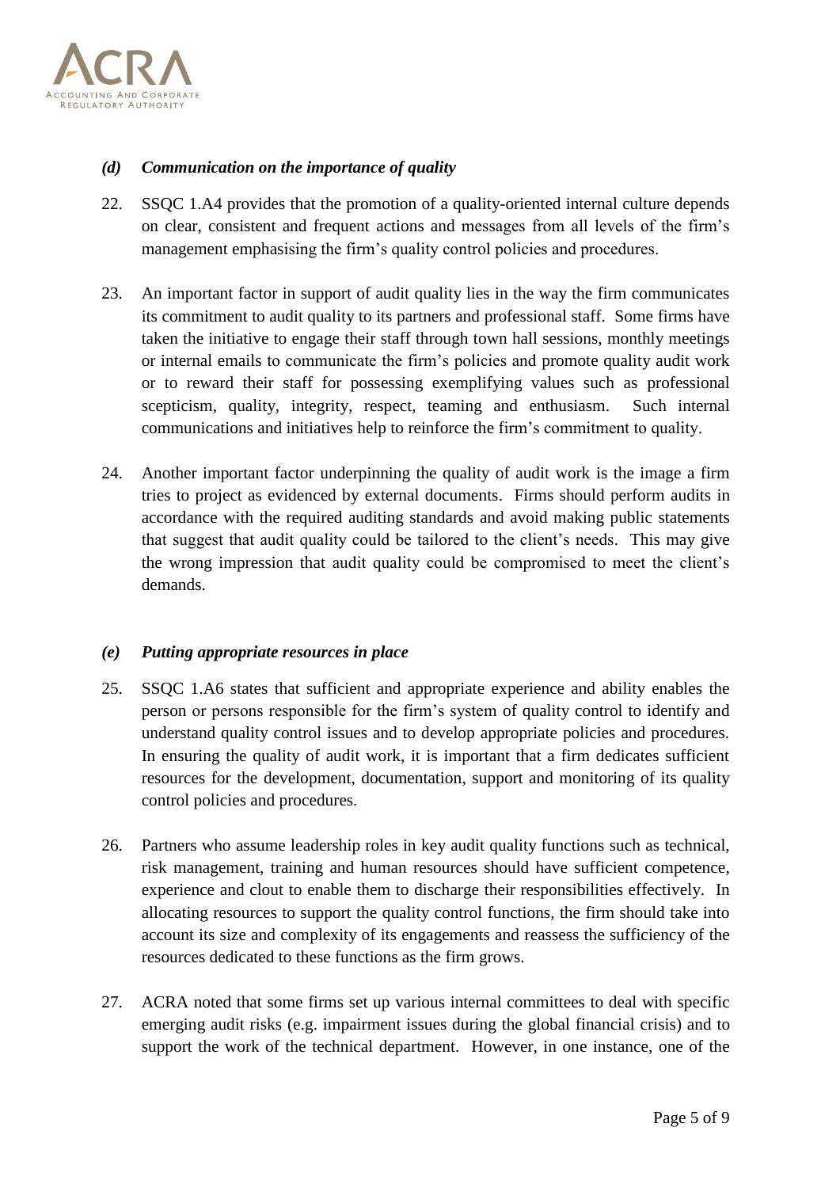### *(d) Communication on the importance of quality*

22. SSQC 1.A4 provides that the promotion of a quality-oriented internal culture depends on clear, consistent and frequent actions and messages from all levels of the firm's management emphasising the firm's quality control policies and procedures.

23. An important factor in support of audit quality lies in the way the firm communicates its commitment to audit quality to its partners and professional staff. Some firms have taken the initiative to engage their staff through town hall sessions, monthly meetings or internal emails to communicate the firm's policies and promote quality audit work or to reward their staff for possessing exemplifying values such as professional scepticism, quality, integrity, respect, teaming and enthusiasm. Such internal communications and initiatives help to reinforce the firm's commitment to quality.

24. Another important factor underpinning the quality of audit work is the image a firm tries to project as evidenced by external documents. Firms should perform audits in accordance with the required auditing standards and avoid making public statements that suggest that audit quality could be tailored to the client's needs. This may give the wrong impression that audit quality could be compromised to meet the client's demands.

### *(e) Putting appropriate resources in place*

25. SSQC 1.A6 states that sufficient and appropriate experience and ability enables the person or persons responsible for the firm's system of quality control to identify and understand quality control issues and to develop appropriate policies and procedures. In ensuring the quality of audit work, it is important that a firm dedicates sufficient resources for the development, documentation, support and monitoring of its quality control policies and procedures.

26. Partners who assume leadership roles in key audit quality functions such as technical, risk management, training and human resources should have sufficient competence, experience and clout to enable them to discharge their responsibilities effectively. In allocating resources to support the quality control functions, the firm should take into account its size and complexity of its engagements and reassess the sufficiency of the resources dedicated to these functions as the firm grows.

27. ACRA noted that some firms set up various internal committees to deal with specific emerging audit risks (e.g. impairment issues during the global financial crisis) and to support the work of the technical department. However, in one instance, one of the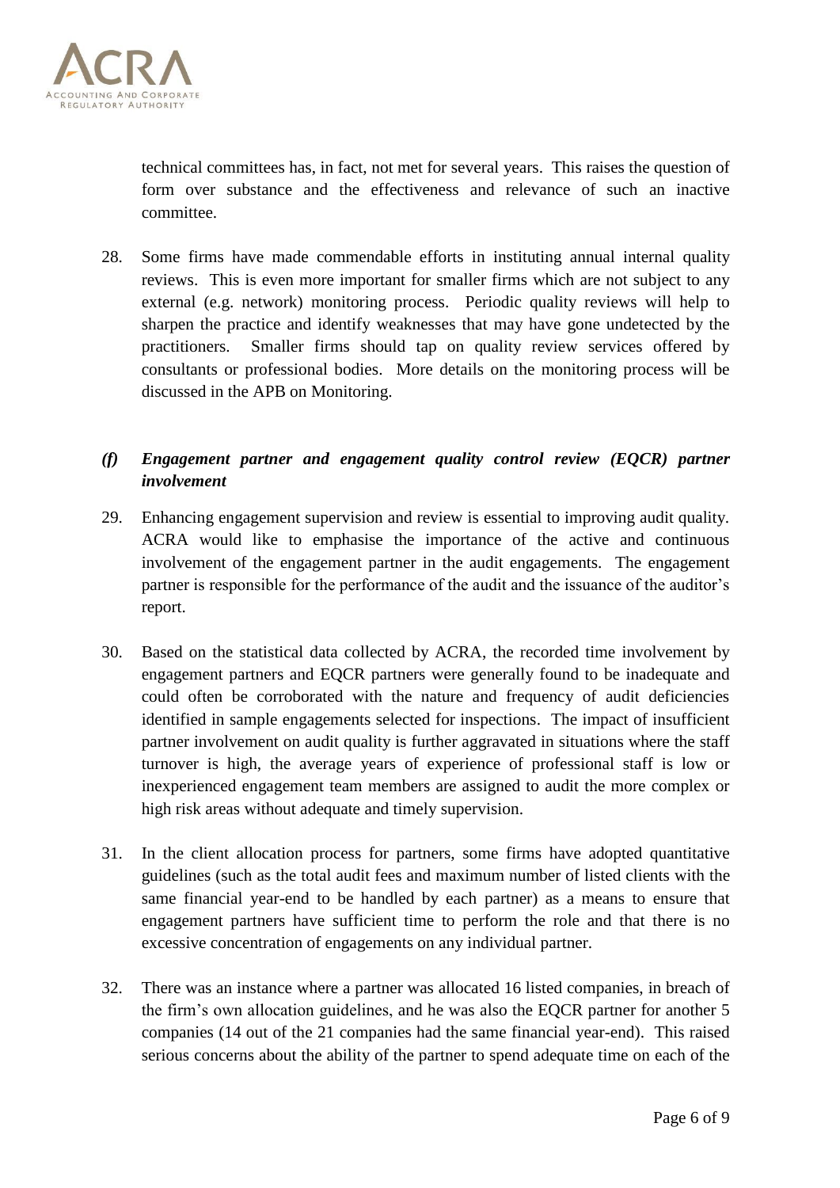technical committees has, in fact, not met for several years. This raises the question of form over substance and the effectiveness and relevance of such an inactive committee.

28. Some firms have made commendable efforts in instituting annual internal quality reviews. This is even more important for smaller firms which are not subject to any external (e.g. network) monitoring process. Periodic quality reviews will help to sharpen the practice and identify weaknesses that may have gone undetected by the practitioners. Smaller firms should tap on quality review services offered by consultants or professional bodies. More details on the monitoring process will be discussed in the APB on Monitoring.

### *(f) Engagement partner and engagement quality control review (EQCR) partner involvement*

29. Enhancing engagement supervision and review is essential to improving audit quality. ACRA would like to emphasise the importance of the active and continuous involvement of the engagement partner in the audit engagements. The engagement partner is responsible for the performance of the audit and the issuance of the auditor's report.

30. Based on the statistical data collected by ACRA, the recorded time involvement by engagement partners and EQCR partners were generally found to be inadequate and could often be corroborated with the nature and frequency of audit deficiencies identified in sample engagements selected for inspections. The impact of insufficient partner involvement on audit quality is further aggravated in situations where the staff turnover is high, the average years of experience of professional staff is low or inexperienced engagement team members are assigned to audit the more complex or high risk areas without adequate and timely supervision.

31. In the client allocation process for partners, some firms have adopted quantitative guidelines (such as the total audit fees and maximum number of listed clients with the same financial year-end to be handled by each partner) as a means to ensure that engagement partners have sufficient time to perform the role and that there is no excessive concentration of engagements on any individual partner.

32. There was an instance where a partner was allocated 16 listed companies, in breach of the firm's own allocation guidelines, and he was also the EQCR partner for another 5 companies (14 out of the 21 companies had the same financial year-end). This raised serious concerns about the ability of the partner to spend adequate time on each of the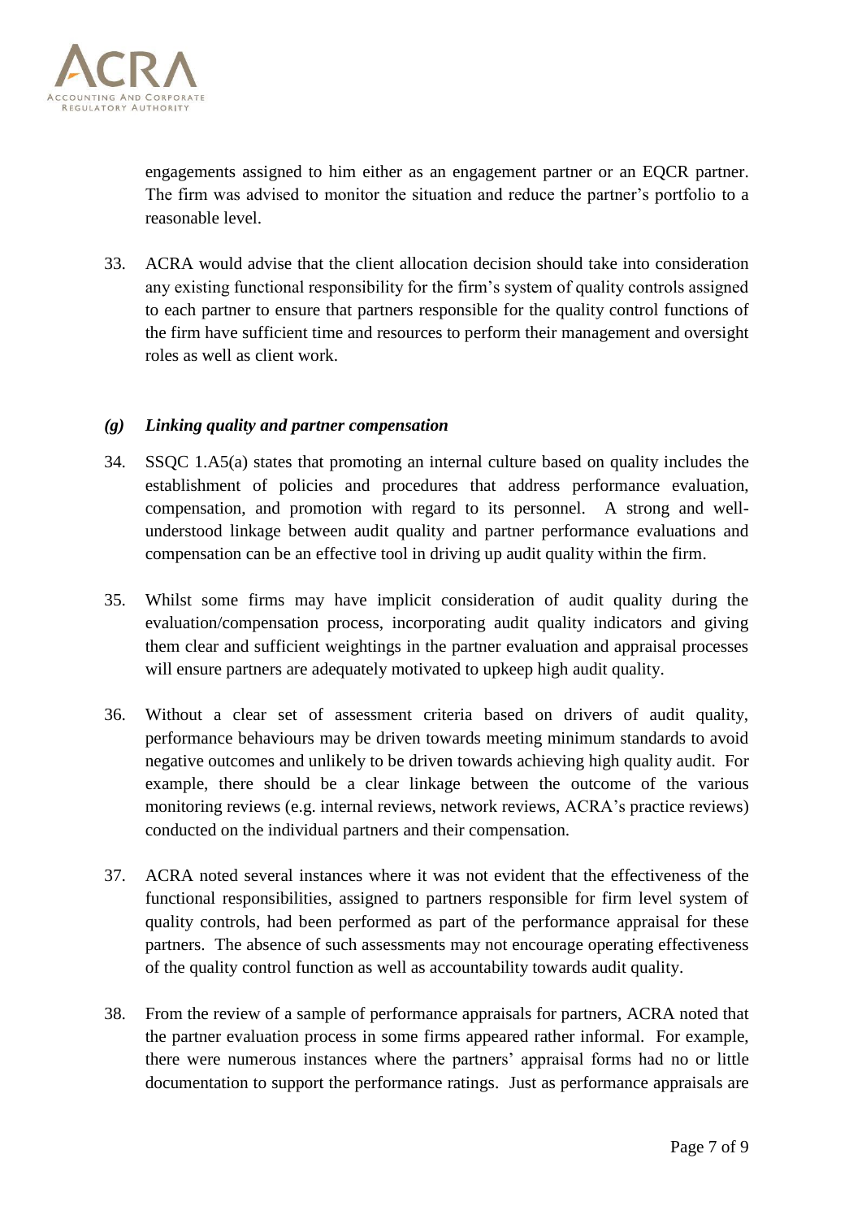engagements assigned to him either as an engagement partner or an EQCR partner. The firm was advised to monitor the situation and reduce the partner's portfolio to a reasonable level.

33. ACRA would advise that the client allocation decision should take into consideration any existing functional responsibility for the firm's system of quality controls assigned to each partner to ensure that partners responsible for the quality control functions of the firm have sufficient time and resources to perform their management and oversight roles as well as client work.

### *(g) Linking quality and partner compensation*

34. SSQC 1.A5(a) states that promoting an internal culture based on quality includes the establishment of policies and procedures that address performance evaluation, compensation, and promotion with regard to its personnel. A strong and well-understood linkage between audit quality and partner performance evaluations and compensation can be an effective tool in driving up audit quality within the firm.

35. Whilst some firms may have implicit consideration of audit quality during the evaluation/compensation process, incorporating audit quality indicators and giving them clear and sufficient weightings in the partner evaluation and appraisal processes will ensure partners are adequately motivated to upkeep high audit quality.

36. Without a clear set of assessment criteria based on drivers of audit quality, performance behaviours may be driven towards meeting minimum standards to avoid negative outcomes and unlikely to be driven towards achieving high quality audit. For example, there should be a clear linkage between the outcome of the various monitoring reviews (e.g. internal reviews, network reviews, ACRA's practice reviews) conducted on the individual partners and their compensation.

37. ACRA noted several instances where it was not evident that the effectiveness of the functional responsibilities, assigned to partners responsible for firm level system of quality controls, had been performed as part of the performance appraisal for these partners. The absence of such assessments may not encourage operating effectiveness of the quality control function as well as accountability towards audit quality.

38. From the review of a sample of performance appraisals for partners, ACRA noted that the partner evaluation process in some firms appeared rather informal. For example, there were numerous instances where the partners' appraisal forms had no or little documentation to support the performance ratings. Just as performance appraisals are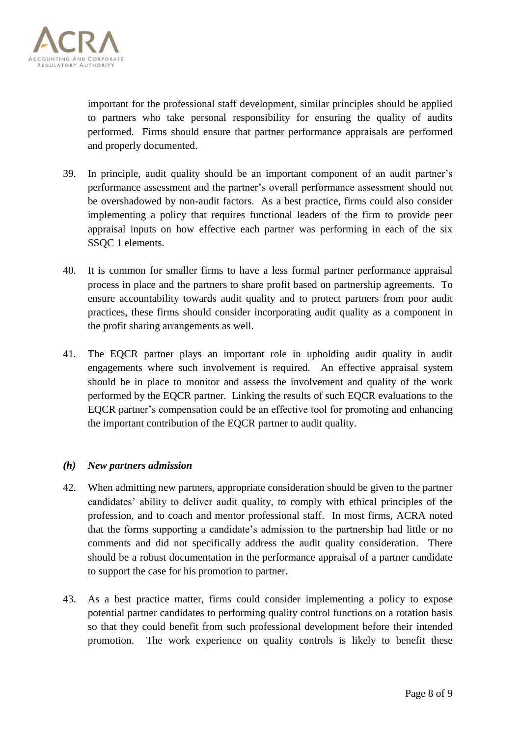important for the professional staff development, similar principles should be applied to partners who take personal responsibility for ensuring the quality of audits performed. Firms should ensure that partner performance appraisals are performed and properly documented.

39. In principle, audit quality should be an important component of an audit partner's performance assessment and the partner's overall performance assessment should not be overshadowed by non-audit factors. As a best practice, firms could also consider implementing a policy that requires functional leaders of the firm to provide peer appraisal inputs on how effective each partner was performing in each of the six SSQC 1 elements.

40. It is common for smaller firms to have a less formal partner performance appraisal process in place and the partners to share profit based on partnership agreements. To ensure accountability towards audit quality and to protect partners from poor audit practices, these firms should consider incorporating audit quality as a component in the profit sharing arrangements as well.

41. The EQCR partner plays an important role in upholding audit quality in audit engagements where such involvement is required. An effective appraisal system should be in place to monitor and assess the involvement and quality of the work performed by the EQCR partner. Linking the results of such EQCR evaluations to the EQCR partner's compensation could be an effective tool for promoting and enhancing the important contribution of the EQCR partner to audit quality.

### *(h) New partners admission*

42. When admitting new partners, appropriate consideration should be given to the partner candidates' ability to deliver audit quality, to comply with ethical principles of the profession, and to coach and mentor professional staff. In most firms, ACRA noted that the forms supporting a candidate's admission to the partnership had little or no comments and did not specifically address the audit quality consideration. There should be a robust documentation in the performance appraisal of a partner candidate to support the case for his promotion to partner.

43. As a best practice matter, firms could consider implementing a policy to expose potential partner candidates to performing quality control functions on a rotation basis so that they could benefit from such professional development before their intended promotion. The work experience on quality controls is likely to benefit these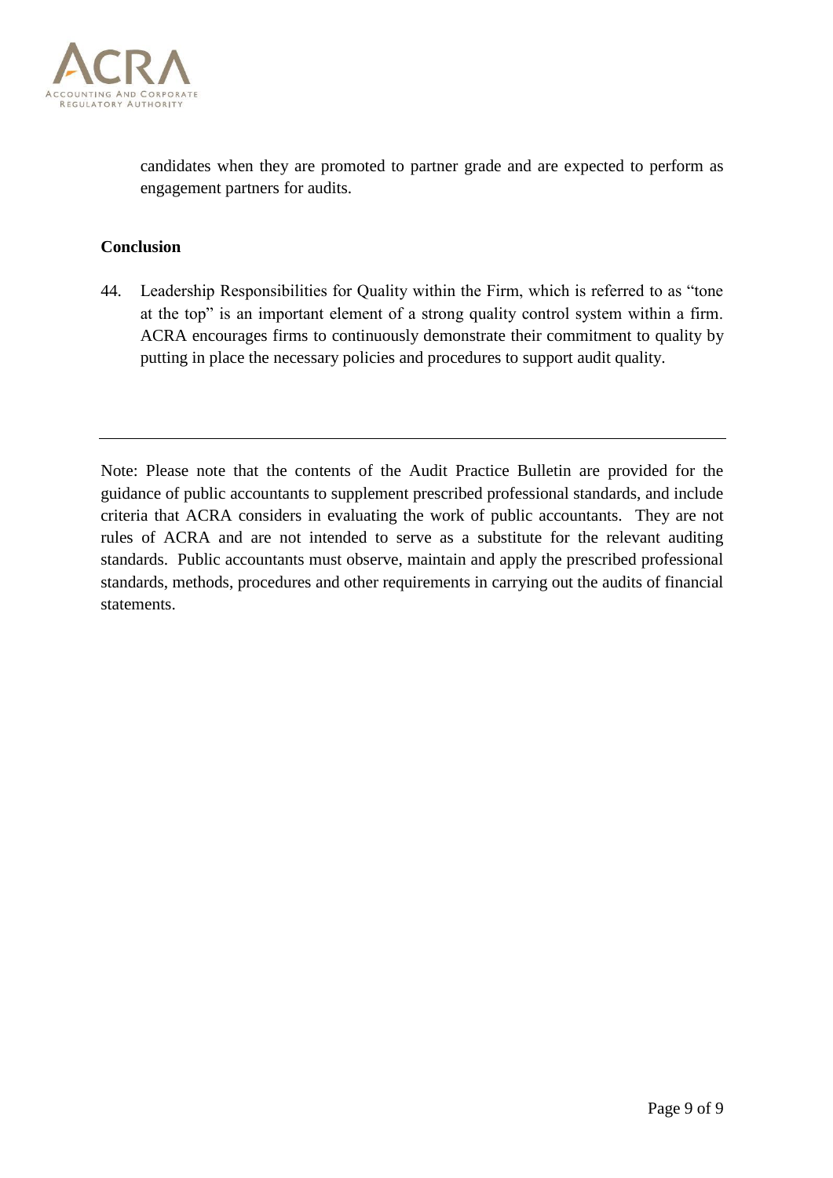candidates when they are promoted to partner grade and are expected to perform as engagement partners for audits.

**Conclusion**

44. Leadership Responsibilities for Quality within the Firm, which is referred to as "tone at the top" is an important element of a strong quality control system within a firm. ACRA encourages firms to continuously demonstrate their commitment to quality by putting in place the necessary policies and procedures to support audit quality.

---

Note: Please note that the contents of the Audit Practice Bulletin are provided for the guidance of public accountants to supplement prescribed professional standards, and include criteria that ACRA considers in evaluating the work of public accountants. They are not rules of ACRA and are not intended to serve as a substitute for the relevant auditing standards. Public accountants must observe, maintain and apply the prescribed professional standards, methods, procedures and other requirements in carrying out the audits of financial statements.